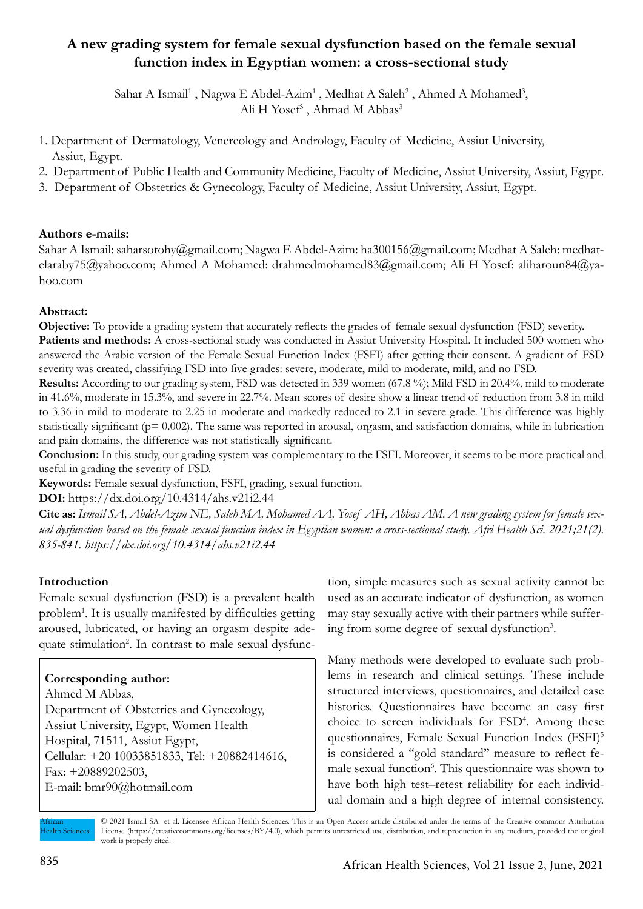# A new grading system for female sexual dysfunction based on the female sexual function index in Egyptian women: a cross-sectional study

Sahar A Ismail[1], Nagwa E Abdel-Azim[1], Medhat A Saleh[2], Ahmed A Mohamed[3], Ali H Yosef[3], Ahmad M Abbas[3]

1. Department of Dermatology, Venereology and Andrology, Faculty of Medicine, Assiut University, Assiut, Egypt.
2. Department of Public Health and Community Medicine, Faculty of Medicine, Assiut University, Assiut, Egypt.
3. Department of Obstetrics & Gynecology, Faculty of Medicine, Assiut University, Assiut, Egypt.

**Authors e-mails:**

Sahar A Ismail: saharsotohy@gmail.com; Nagwa E Abdel-Azim: ha300156@gmail.com; Medhat A Saleh: medhatelaraby75@yahoo.com; Ahmed A Mohamed: drahmedmohamed83@gmail.com; Ali H Yosef: aliharoun84@yahoo.com

**Abstract:**

**Objective:** To provide a grading system that accurately reflects the grades of female sexual dysfunction (FSD) severity.

**Patients and methods:** A cross-sectional study was conducted in Assiut University Hospital. It included 500 women who answered the Arabic version of the Female Sexual Function Index (FSFI) after getting their consent. A gradient of FSD severity was created, classifying FSD into five grades: severe, moderate, mild to moderate, mild, and no FSD.

**Results:** According to our grading system, FSD was detected in 339 women (67.8 %); Mild FSD in 20.4%, mild to moderate in 41.6%, moderate in 15.3%, and severe in 22.7%. Mean scores of desire show a linear trend of reduction from 3.8 in mild to 3.36 in mild to moderate to 2.25 in moderate and markedly reduced to 2.1 in severe grade. This difference was highly statistically significant ($p = 0.002$). The same was reported in arousal, orgasm, and satisfaction domains, while in lubrication and pain domains, the difference was not statistically significant.

**Conclusion:** In this study, our grading system was complementary to the FSFI. Moreover, it seems to be more practical and useful in grading the severity of FSD.

**Keywords:** Female sexual dysfunction, FSFI, grading, sexual function.

**DOI:** https://dx.doi.org/10.4314/ahs.v21i2.44

**Cite as:** *Ismail SA, Abdel-Azim NE, Saleh MA, Mohamed AA, Yosef AH, Abbas AM. A new grading system for female sexual dysfunction based on the female sexual function index in Egyptian women: a cross-sectional study. Afri Health Sci. 2021;21(2). 835-841. https://dx.doi.org/10.4314/ahs.v21i2.44*

## Introduction

Female sexual dysfunction (FSD) is a prevalent health problem[1]. It is usually manifested by difficulties getting aroused, lubricated, or having an orgasm despite adequate stimulation[2]. In contrast to male sexual dysfunction, simple measures such as sexual activity cannot be used as an accurate indicator of dysfunction, as women may stay sexually active with their partners while suffering from some degree of sexual dysfunction[3].

Many methods were developed to evaluate such problems in research and clinical settings. These include structured interviews, questionnaires, and detailed case histories. Questionnaires have become an easy first choice to screen individuals for FSD[4]. Among these questionnaires, Female Sexual Function Index (FSFI)[5] is considered a "gold standard" measure to reflect female sexual function[6]. This questionnaire was shown to have both high test–retest reliability for each individual domain and a high degree of internal consistency.

**Corresponding author:**
Ahmed M Abbas,
Department of Obstetrics and Gynecology,
Assiut University, Egypt, Women Health Hospital, 71511, Assiut Egypt,
Cellular: +20 10033851833, Tel: +20882414616,
Fax: +20889202503,
E-mail: bmr90@hotmail.com

© 2021 Ismail SA et al. Licensee African Health Sciences. This is an Open Access article distributed under the terms of the Creative commons Attribution License (https://creativecommons.org/licenses/BY/4.0), which permits unrestricted use, distribution, and reproduction in any medium, provided the original work is properly cited.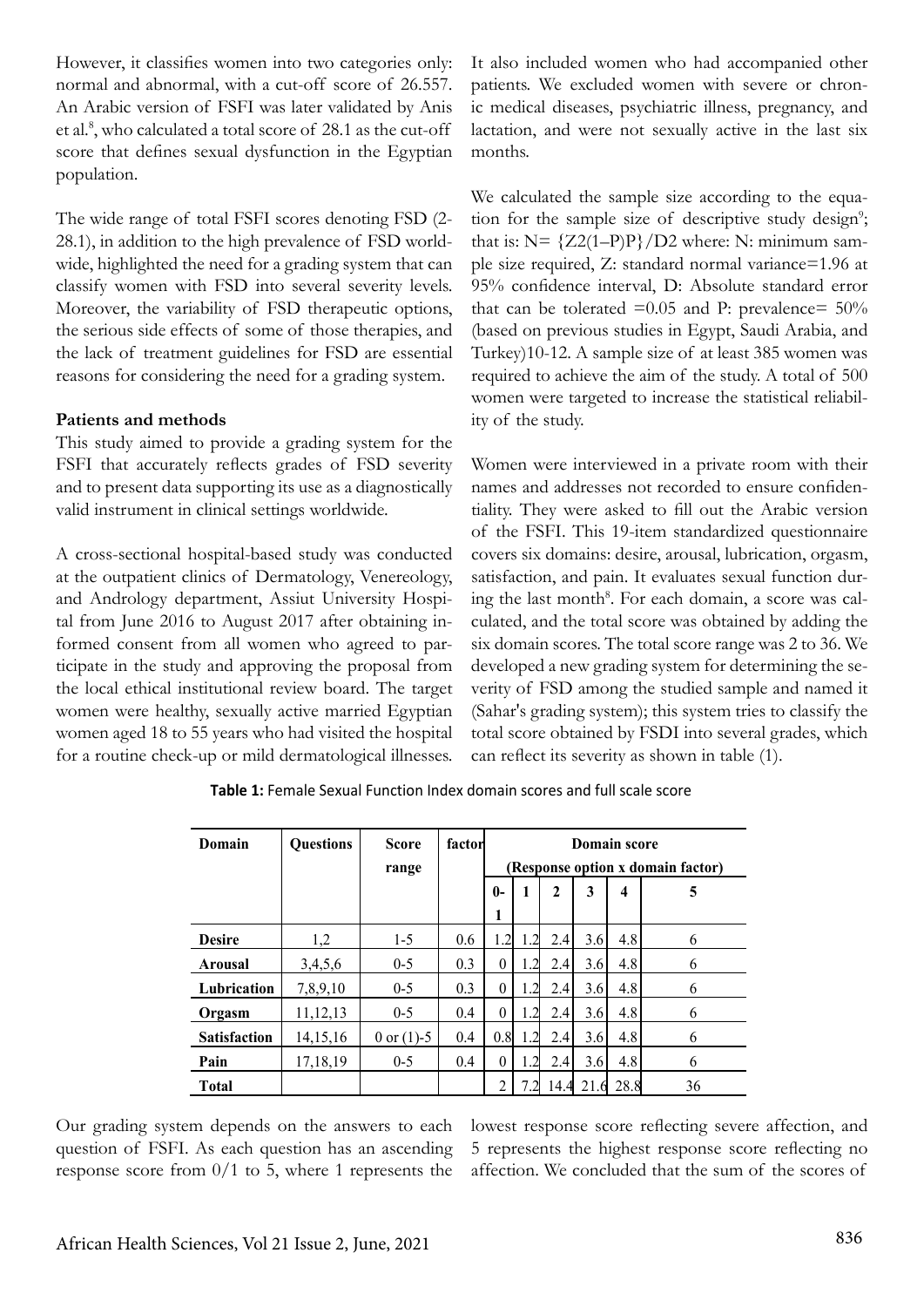However, it classifies women into two categories only: normal and abnormal, with a cut-off score of 26.557. An Arabic version of FSFI was later validated by Anis et al.[8], who calculated a total score of 28.1 as the cut-off score that defines sexual dysfunction in the Egyptian population.

The wide range of total FSFI scores denoting FSD (2-28.1), in addition to the high prevalence of FSD worldwide, highlighted the need for a grading system that can classify women with FSD into several severity levels. Moreover, the variability of FSD therapeutic options, the serious side effects of some of those therapies, and the lack of treatment guidelines for FSD are essential reasons for considering the need for a grading system.

**Patients and methods**

This study aimed to provide a grading system for the FSFI that accurately reflects grades of FSD severity and to present data supporting its use as a diagnostically valid instrument in clinical settings worldwide.

A cross-sectional hospital-based study was conducted at the outpatient clinics of Dermatology, Venereology, and Andrology department, Assiut University Hospital from June 2016 to August 2017 after obtaining informed consent from all women who agreed to participate in the study and approving the proposal from the local ethical institutional review board. The target women were healthy, sexually active married Egyptian women aged 18 to 55 years who had visited the hospital for a routine check-up or mild dermatological illnesses. It also included women who had accompanied other patients. We excluded women with severe or chronic medical diseases, psychiatric illness, pregnancy, and lactation, and were not sexually active in the last six months.

We calculated the sample size according to the equation for the sample size of descriptive study design[9]; that is: $N= \{Z2(1–P)P\}/D2$ where: N: minimum sample size required, Z: standard normal variance=1.96 at 95% confidence interval, D: Absolute standard error that can be tolerated =0.05 and P: prevalence= 50% (based on previous studies in Egypt, Saudi Arabia, and Turkey)10-12. A sample size of at least 385 women was required to achieve the aim of the study. A total of 500 women were targeted to increase the statistical reliability of the study.

Women were interviewed in a private room with their names and addresses not recorded to ensure confidentiality. They were asked to fill out the Arabic version of the FSFI. This 19-item standardized questionnaire covers six domains: desire, arousal, lubrication, orgasm, satisfaction, and pain. It evaluates sexual function during the last month[8]. For each domain, a score was calculated, and the total score was obtained by adding the six domain scores. The total score range was 2 to 36. We developed a new grading system for determining the severity of FSD among the studied sample and named it (Sahar's grading system); this system tries to classify the total score obtained by FSDI into several grades, which can reflect its severity as shown in table (1).

**Table 1:** Female Sexual Function Index domain scores and full scale score

| Domain | Questions | Score range | factor | Domain score (Response option x domain factor) | | | | | |
|---|---|---|---|---|---|---|---|---|---|
| | | | | 0-1 | 1 | 2 | 3 | 4 | 5 |
| **Desire** | 1,2 | 1-5 | 0.6 | 1.2 | 1.2 | 2.4 | 3.6 | 4.8 | 6 |
| **Arousal** | 3,4,5,6 | 0-5 | 0.3 | 0 | 1.2 | 2.4 | 3.6 | 4.8 | 6 |
| **Lubrication** | 7,8,9,10 | 0-5 | 0.3 | 0 | 1.2 | 2.4 | 3.6 | 4.8 | 6 |
| **Orgasm** | 11,12,13 | 0-5 | 0.4 | 0 | 1.2 | 2.4 | 3.6 | 4.8 | 6 |
| **Satisfaction** | 14,15,16 | 0 or (1)-5 | 0.4 | 0.8 | 1.2 | 2.4 | 3.6 | 4.8 | 6 |
| **Pain** | 17,18,19 | 0-5 | 0.4 | 0 | 1.2 | 2.4 | 3.6 | 4.8 | 6 |
| **Total** | | | | 2 | 7.2 | 14.4 | 21.6 | 28.8 | 36 |

Our grading system depends on the answers to each question of FSFI. As each question has an ascending response score from 0/1 to 5, where 1 represents the lowest response score reflecting severe affection, and 5 represents the highest response score reflecting no affection. We concluded that the sum of the scores of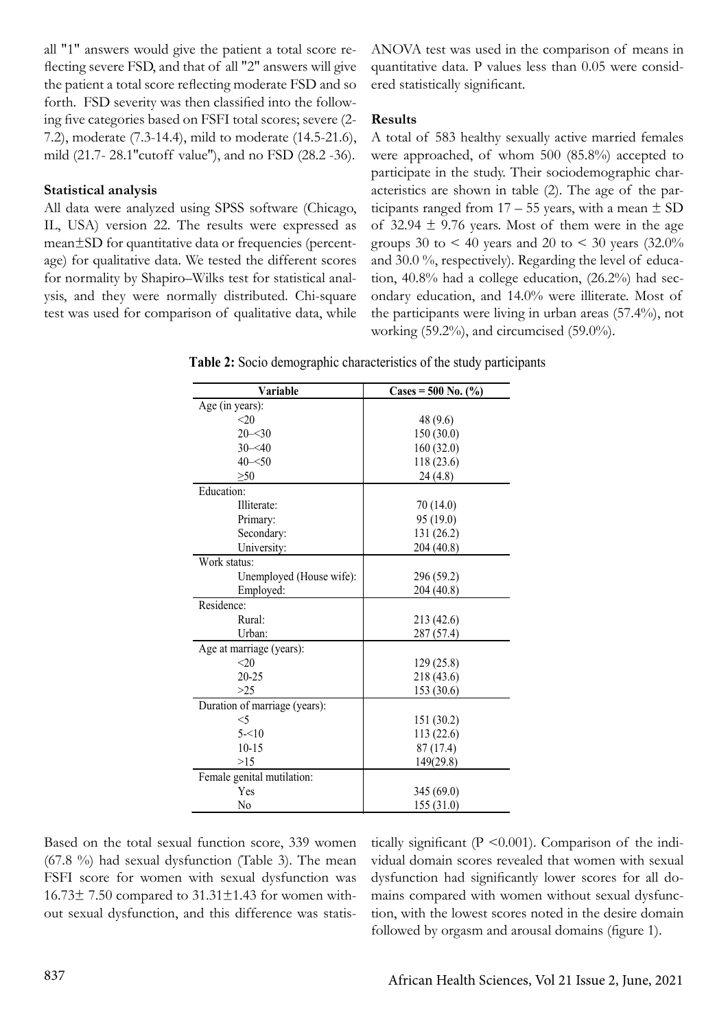all "1" answers would give the patient a total score reflecting severe FSD, and that of all "2" answers will give the patient a total score reflecting moderate FSD and so forth. FSD severity was then classified into the following five categories based on FSFI total scores; severe (2-7.2), moderate (7.3-14.4), mild to moderate (14.5-21.6), mild (21.7- 28.1"cutoff value"), and no FSD (28.2 -36).

### Statistical analysis

All data were analyzed using SPSS software (Chicago, IL, USA) version 22. The results were expressed as mean±SD for quantitative data or frequencies (percentage) for qualitative data. We tested the different scores for normality by Shapiro–Wilks test for statistical analysis, and they were normally distributed. Chi-square test was used for comparison of qualitative data, while ANOVA test was used in the comparison of means in quantitative data. P values less than 0.05 were considered statistically significant.

### Results

A total of 583 healthy sexually active married females were approached, of whom 500 (85.8%) accepted to participate in the study. Their sociodemographic characteristics are shown in table (2). The age of the participants ranged from 17 – 55 years, with a mean ± SD of 32.94 ± 9.76 years. Most of them were in the age groups 30 to < 40 years and 20 to < 30 years (32.0% and 30.0 %, respectively). Regarding the level of education, 40.8% had a college education, (26.2%) had secondary education, and 14.0% were illiterate. Most of the participants were living in urban areas (57.4%), not working (59.2%), and circumcised (59.0%).

**Table 2:** Socio demographic characteristics of the study participants

| Variable | Cases = 500 No. (%) |
|---|---|
| Age (in years): | |
| <20 | 48 (9.6) |
| 20–<30 | 150 (30.0) |
| 30–<40 | 160 (32.0) |
| 40–<50 | 118 (23.6) |
| ≥50 | 24 (4.8) |
| Education: | |
| Illiterate: | 70 (14.0) |
| Primary: | 95 (19.0) |
| Secondary: | 131 (26.2) |
| University: | 204 (40.8) |
| Work status: | |
| Unemployed (House wife): | 296 (59.2) |
| Employed: | 204 (40.8) |
| Residence: | |
| Rural: | 213 (42.6) |
| Urban: | 287 (57.4) |
| Age at marriage (years): | |
| <20 | 129 (25.8) |
| 20-25 | 218 (43.6) |
| >25 | 153 (30.6) |
| Duration of marriage (years): | |
| <5 | 151 (30.2) |
| 5-<10 | 113 (22.6) |
| 10-15 | 87 (17.4) |
| >15 | 149(29.8) |
| Female genital mutilation: | |
| Yes | 345 (69.0) |
| No | 155 (31.0) |

Based on the total sexual function score, 339 women (67.8 %) had sexual dysfunction (Table 3). The mean FSFI score for women with sexual dysfunction was 16.73± 7.50 compared to 31.31±1.43 for women without sexual dysfunction, and this difference was statistically significant ($P < 0.001$). Comparison of the individual domain scores revealed that women with sexual dysfunction had significantly lower scores for all domains compared with women without sexual dysfunction, with the lowest scores noted in the desire domain followed by orgasm and arousal domains (figure 1).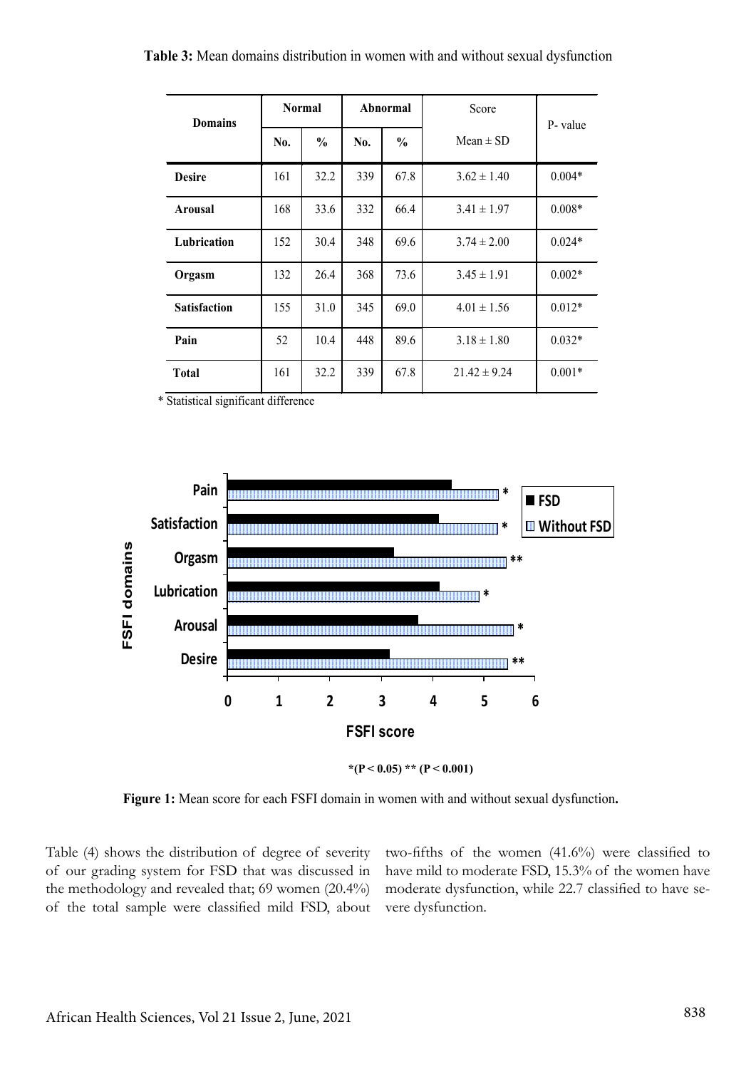**Table 3:** Mean domains distribution in women with and without sexual dysfunction

| Domains | Normal | | Abnormal | | Score | P- value |
|---|---|---|---|---|---|---|
| | No. | % | No. | % | Mean ± SD | |
| **Desire** | 161 | 32.2 | 339 | 67.8 | 3.62 ± 1.40 | 0.004* |
| **Arousal** | 168 | 33.6 | 332 | 66.4 | 3.41 ± 1.97 | 0.008* |
| **Lubrication** | 152 | 30.4 | 348 | 69.6 | 3.74 ± 2.00 | 0.024* |
| **Orgasm** | 132 | 26.4 | 368 | 73.6 | 3.45 ± 1.91 | 0.002* |
| **Satisfaction** | 155 | 31.0 | 345 | 69.0 | 4.01 ± 1.56 | 0.012* |
| **Pain** | 52 | 10.4 | 448 | 89.6 | 3.18 ± 1.80 | 0.032* |
| **Total** | 161 | 32.2 | 339 | 67.8 | 21.42 ± 9.24 | 0.001* |

* Statistical significant difference

**Figure 1:** Mean score for each FSFI domain in women with and without sexual dysfunction**.**

Table (4) shows the distribution of degree of severity of our grading system for FSD that was discussed in the methodology and revealed that; 69 women (20.4%) of the total sample were classified mild FSD, about two-fifths of the women (41.6%) were classified to have mild to moderate FSD, 15.3% of the women have moderate dysfunction, while 22.7 classified to have severe dysfunction.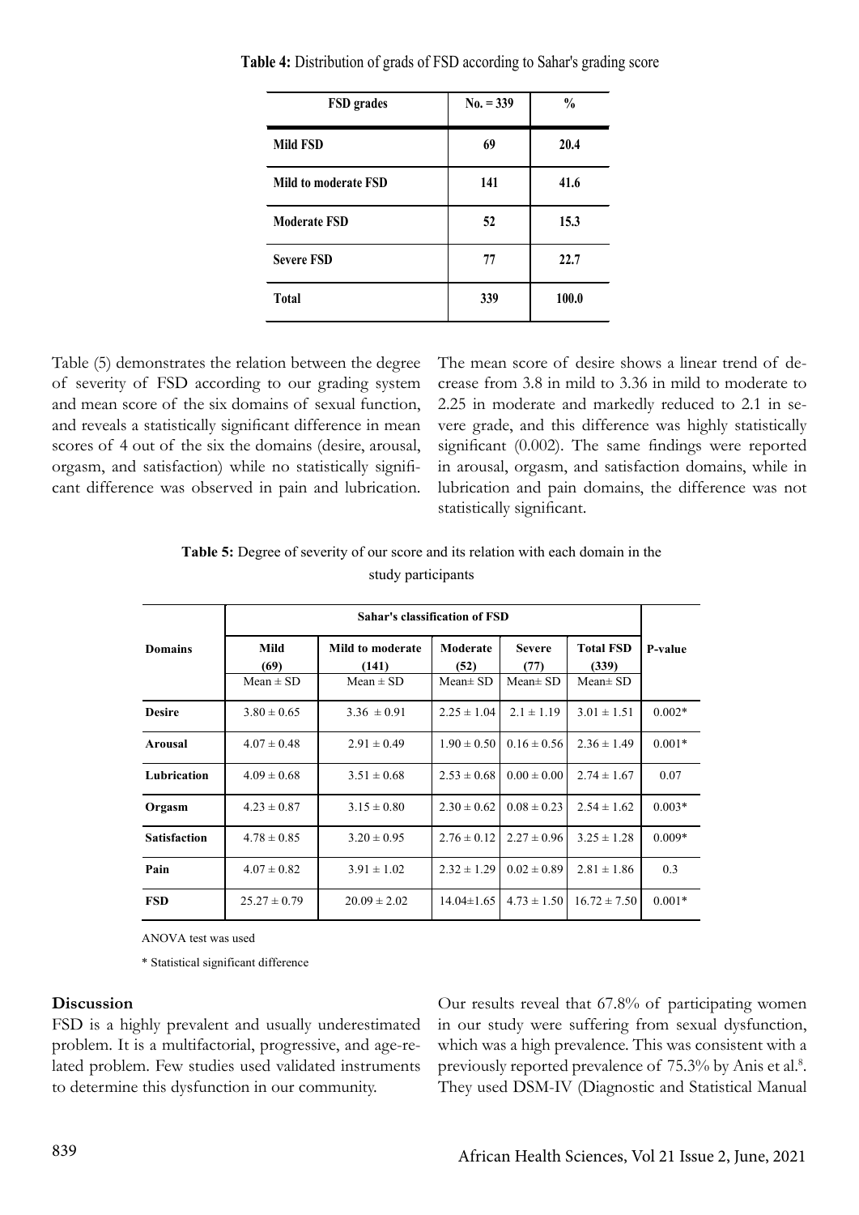**Table 4:** Distribution of grads of FSD according to Sahar's grading score

| FSD grades | No. = 339 | % |
|---|---|---|
| Mild FSD | 69 | 20.4 |
| Mild to moderate FSD | 141 | 41.6 |
| Moderate FSD | 52 | 15.3 |
| Severe FSD | 77 | 22.7 |
| Total | 339 | 100.0 |

Table (5) demonstrates the relation between the degree of severity of FSD according to our grading system and mean score of the six domains of sexual function, and reveals a statistically significant difference in mean scores of 4 out of the six the domains (desire, arousal, orgasm, and satisfaction) while no statistically significant difference was observed in pain and lubrication.

The mean score of desire shows a linear trend of decrease from 3.8 in mild to 3.36 in mild to moderate to 2.25 in moderate and markedly reduced to 2.1 in severe grade, and this difference was highly statistically significant (0.002). The same findings were reported in arousal, orgasm, and satisfaction domains, while in lubrication and pain domains, the difference was not statistically significant.

**Table 5:** Degree of severity of our score and its relation with each domain in the study participants

| Domains | Sahar's classification of FSD | | | | | P-value |
|---|---|---|---|---|---|---|
| | Mild (69) Mean ± SD | Mild to moderate (141) Mean ± SD | Moderate (52) Mean± SD | Severe (77) Mean± SD | Total FSD (339) Mean± SD | |
| Desire | 3.80 ± 0.65 | 3.36 ± 0.91 | 2.25 ± 1.04 | 2.1 ± 1.19 | 3.01 ± 1.51 | 0.002* |
| Arousal | 4.07 ± 0.48 | 2.91 ± 0.49 | 1.90 ± 0.50 | 0.16 ± 0.56 | 2.36 ± 1.49 | 0.001* |
| Lubrication | 4.09 ± 0.68 | 3.51 ± 0.68 | 2.53 ± 0.68 | 0.00 ± 0.00 | 2.74 ± 1.67 | 0.07 |
| Orgasm | 4.23 ± 0.87 | 3.15 ± 0.80 | 2.30 ± 0.62 | 0.08 ± 0.23 | 2.54 ± 1.62 | 0.003* |
| Satisfaction | 4.78 ± 0.85 | 3.20 ± 0.95 | 2.76 ± 0.12 | 2.27 ± 0.96 | 3.25 ± 1.28 | 0.009* |
| Pain | 4.07 ± 0.82 | 3.91 ± 1.02 | 2.32 ± 1.29 | 0.02 ± 0.89 | 2.81 ± 1.86 | 0.3 |
| FSD | 25.27 ± 0.79 | 20.09 ± 2.02 | 14.04±1.65 | 4.73 ± 1.50 | 16.72 ± 7.50 | 0.001* |

ANOVA test was used

* Statistical significant difference

## Discussion

FSD is a highly prevalent and usually underestimated problem. It is a multifactorial, progressive, and age-related problem. Few studies used validated instruments to determine this dysfunction in our community.

Our results reveal that 67.8% of participating women in our study were suffering from sexual dysfunction, which was a high prevalence. This was consistent with a previously reported prevalence of 75.3% by Anis et al.[8]. They used DSM-IV (Diagnostic and Statistical Manual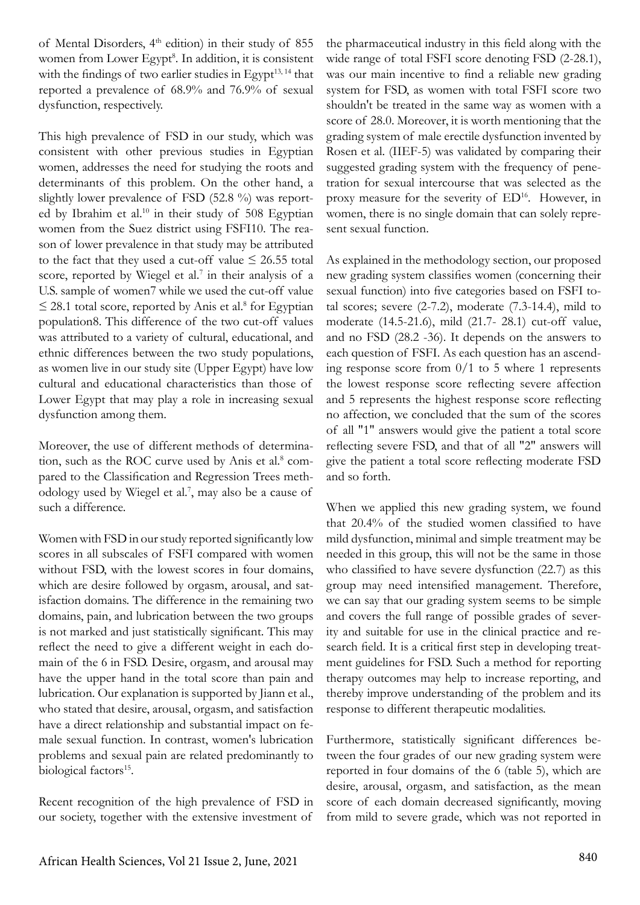of Mental Disorders, 4th edition) in their study of 855 women from Lower Egypt[8]. In addition, it is consistent with the findings of two earlier studies in Egypt[13, 14] that reported a prevalence of 68.9% and 76.9% of sexual dysfunction, respectively.

This high prevalence of FSD in our study, which was consistent with other previous studies in Egyptian women, addresses the need for studying the roots and determinants of this problem. On the other hand, a slightly lower prevalence of FSD (52.8 %) was reported by Ibrahim et al.[10] in their study of 508 Egyptian women from the Suez district using FSFI10. The reason of lower prevalence in that study may be attributed to the fact that they used a cut-off value ≤ 26.55 total score, reported by Wiegel et al.[7] in their analysis of a U.S. sample of women7 while we used the cut-off value ≤ 28.1 total score, reported by Anis et al.[8] for Egyptian population8. This difference of the two cut-off values was attributed to a variety of cultural, educational, and ethnic differences between the two study populations, as women live in our study site (Upper Egypt) have low cultural and educational characteristics than those of Lower Egypt that may play a role in increasing sexual dysfunction among them.

Moreover, the use of different methods of determination, such as the ROC curve used by Anis et al.[8] compared to the Classification and Regression Trees methodology used by Wiegel et al.[7], may also be a cause of such a difference.

Women with FSD in our study reported significantly low scores in all subscales of FSFI compared with women without FSD, with the lowest scores in four domains, which are desire followed by orgasm, arousal, and satisfaction domains. The difference in the remaining two domains, pain, and lubrication between the two groups is not marked and just statistically significant. This may reflect the need to give a different weight in each domain of the 6 in FSD. Desire, orgasm, and arousal may have the upper hand in the total score than pain and lubrication. Our explanation is supported by Jiann et al., who stated that desire, arousal, orgasm, and satisfaction have a direct relationship and substantial impact on female sexual function. In contrast, women's lubrication problems and sexual pain are related predominantly to biological factors[15].

Recent recognition of the high prevalence of FSD in our society, together with the extensive investment of the pharmaceutical industry in this field along with the wide range of total FSFI score denoting FSD (2-28.1), was our main incentive to find a reliable new grading system for FSD, as women with total FSFI score two shouldn't be treated in the same way as women with a score of 28.0. Moreover, it is worth mentioning that the grading system of male erectile dysfunction invented by Rosen et al. (IIEF-5) was validated by comparing their suggested grading system with the frequency of penetration for sexual intercourse that was selected as the proxy measure for the severity of ED[16]. However, in women, there is no single domain that can solely represent sexual function.

As explained in the methodology section, our proposed new grading system classifies women (concerning their sexual function) into five categories based on FSFI total scores; severe (2-7.2), moderate (7.3-14.4), mild to moderate (14.5-21.6), mild (21.7- 28.1) cut-off value, and no FSD (28.2 -36). It depends on the answers to each question of FSFI. As each question has an ascending response score from 0/1 to 5 where 1 represents the lowest response score reflecting severe affection and 5 represents the highest response score reflecting no affection, we concluded that the sum of the scores of all "1" answers would give the patient a total score reflecting severe FSD, and that of all "2" answers will give the patient a total score reflecting moderate FSD and so forth.

When we applied this new grading system, we found that 20.4% of the studied women classified to have mild dysfunction, minimal and simple treatment may be needed in this group, this will not be the same in those who classified to have severe dysfunction (22.7) as this group may need intensified management. Therefore, we can say that our grading system seems to be simple and covers the full range of possible grades of severity and suitable for use in the clinical practice and research field. It is a critical first step in developing treatment guidelines for FSD. Such a method for reporting therapy outcomes may help to increase reporting, and thereby improve understanding of the problem and its response to different therapeutic modalities.

Furthermore, statistically significant differences between the four grades of our new grading system were reported in four domains of the 6 (table 5), which are desire, arousal, orgasm, and satisfaction, as the mean score of each domain decreased significantly, moving from mild to severe grade, which was not reported in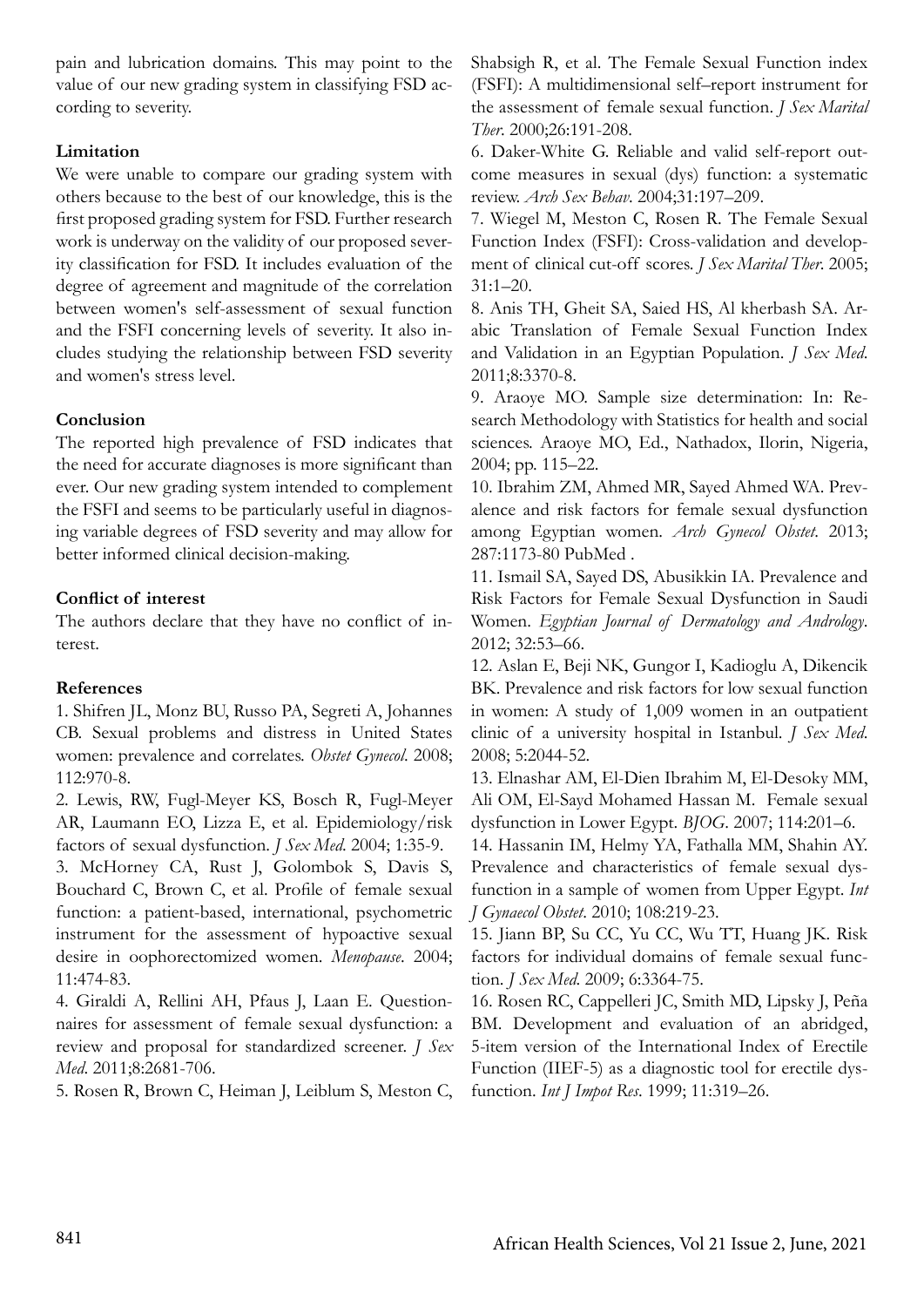pain and lubrication domains. This may point to the value of our new grading system in classifying FSD according to severity.

### Limitation

We were unable to compare our grading system with others because to the best of our knowledge, this is the first proposed grading system for FSD. Further research work is underway on the validity of our proposed severity classification for FSD. It includes evaluation of the degree of agreement and magnitude of the correlation between women's self-assessment of sexual function and the FSFI concerning levels of severity. It also includes studying the relationship between FSD severity and women's stress level.

### Conclusion

The reported high prevalence of FSD indicates that the need for accurate diagnoses is more significant than ever. Our new grading system intended to complement the FSFI and seems to be particularly useful in diagnosing variable degrees of FSD severity and may allow for better informed clinical decision-making.

### Conflict of interest

The authors declare that they have no conflict of interest.

### References

1. Shifren JL, Monz BU, Russo PA, Segreti A, Johannes CB. Sexual problems and distress in United States women: prevalence and correlates. *Obstet Gynecol*. 2008; 112:970-8.
2. Lewis, RW, Fugl-Meyer KS, Bosch R, Fugl-Meyer AR, Laumann EO, Lizza E, et al. Epidemiology/risk factors of sexual dysfunction. *J Sex Med*. 2004; 1:35-9.
3. McHorney CA, Rust J, Golombok S, Davis S, Bouchard C, Brown C, et al. Profile of female sexual function: a patient-based, international, psychometric instrument for the assessment of hypoactive sexual desire in oophorectomized women. *Menopause*. 2004; 11:474-83.
4. Giraldi A, Rellini AH, Pfaus J, Laan E. Questionnaires for assessment of female sexual dysfunction: a review and proposal for standardized screener. *J Sex Med*. 2011;8:2681-706.
5. Rosen R, Brown C, Heiman J, Leiblum S, Meston C, Shabsigh R, et al. The Female Sexual Function index (FSFI): A multidimensional self–report instrument for the assessment of female sexual function. *J Sex Marital Ther*. 2000;26:191-208.
6. Daker-White G. Reliable and valid self-report outcome measures in sexual (dys) function: a systematic review. *Arch Sex Behav*. 2004;31:197–209.
7. Wiegel M, Meston C, Rosen R. The Female Sexual Function Index (FSFI): Cross-validation and development of clinical cut-off scores. *J Sex Marital Ther*. 2005; 31:1–20.
8. Anis TH, Gheit SA, Saied HS, Al kherbash SA. Arabic Translation of Female Sexual Function Index and Validation in an Egyptian Population. *J Sex Med*. 2011;8:3370-8.
9. Araoye MO. Sample size determination: In: Research Methodology with Statistics for health and social sciences. Araoye MO, Ed., Nathadox, Ilorin, Nigeria, 2004; pp. 115–22.
10. Ibrahim ZM, Ahmed MR, Sayed Ahmed WA. Prevalence and risk factors for female sexual dysfunction among Egyptian women. *Arch Gynecol Obstet*. 2013; 287:1173-80 PubMed .
11. Ismail SA, Sayed DS, Abusikkin IA. Prevalence and Risk Factors for Female Sexual Dysfunction in Saudi Women. *Egyptian Journal of Dermatology and Andrology*. 2012; 32:53–66.
12. Aslan E, Beji NK, Gungor I, Kadioglu A, Dikencik BK. Prevalence and risk factors for low sexual function in women: A study of 1,009 women in an outpatient clinic of a university hospital in Istanbul. *J Sex Med*. 2008; 5:2044-52.
13. Elnashar AM, El-Dien Ibrahim M, El-Desoky MM, Ali OM, El-Sayd Mohamed Hassan M. Female sexual dysfunction in Lower Egypt. *BJOG*. 2007; 114:201–6.
14. Hassanin IM, Helmy YA, Fathalla MM, Shahin AY. Prevalence and characteristics of female sexual dysfunction in a sample of women from Upper Egypt. *Int J Gynaecol Obstet*. 2010; 108:219-23.
15. Jiann BP, Su CC, Yu CC, Wu TT, Huang JK. Risk factors for individual domains of female sexual function. *J Sex Med*. 2009; 6:3364-75.
16. Rosen RC, Cappelleri JC, Smith MD, Lipsky J, Peña BM. Development and evaluation of an abridged, 5-item version of the International Index of Erectile Function (IIEF-5) as a diagnostic tool for erectile dysfunction. *Int J Impot Res*. 1999; 11:319–26.